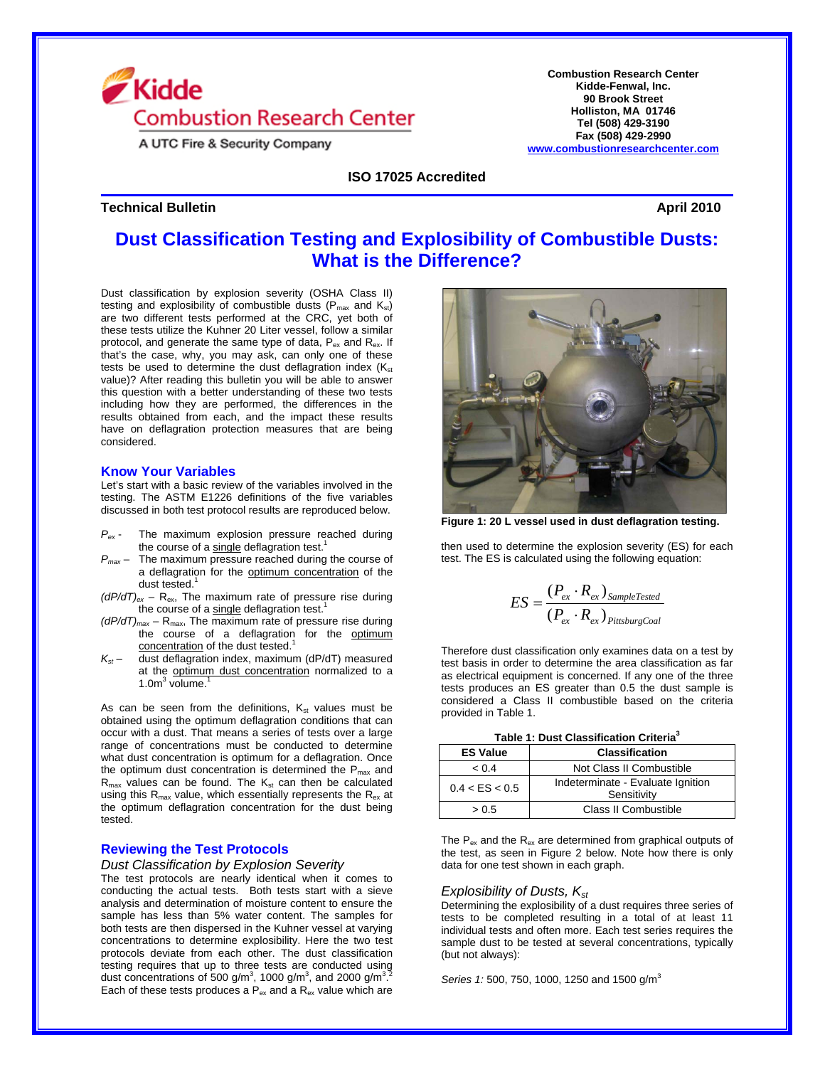Combustion Research Center
Kidde-Fenwal, Inc.
90 Brook Street
Holliston, MA 01746
Tel (508) 429-3190
Fax (508) 429-2990
www.combustionresearchcenter.com

**ISO 17025 Accredited**

**Technical Bulletin** **April 2010**

# Dust Classification Testing and Explosibility of Combustible Dusts: What is the Difference?

Dust classification by explosion severity (OSHA Class II) testing and explosibility of combustible dusts ($P_{max}$ and $K_{st}$) are two different tests performed at the CRC, yet both of these tests utilize the Kuhner 20 Liter vessel, follow a similar protocol, and generate the same type of data, $P_{ex}$ and $R_{ex}$. If that's the case, why, you may ask, can only one of these tests be used to determine the dust deflagration index ($K_{st}$ value)? After reading this bulletin you will be able to answer this question with a better understanding of these two tests including how they are performed, the differences in the results obtained from each, and the impact these results have on deflagration protection measures that are being considered.

## Know Your Variables

Let's start with a basic review of the variables involved in the testing. The ASTM E1226 definitions of the five variables discussed in both test protocol results are reproduced below.

- $P_{ex}$ - The maximum explosion pressure reached during the course of a single deflagration test.[1]
- $P_{max}$ – The maximum pressure reached during the course of a deflagration for the optimum concentration of the dust tested.[1]
- $(dP/dT)_{ex}$ – $R_{ex}$, The maximum rate of pressure rise during the course of a single deflagration test.[1]
- $(dP/dT)_{max}$ – $R_{max}$, The maximum rate of pressure rise during the course of a deflagration for the optimum concentration of the dust tested.[1]
- $K_{st}$ – dust deflagration index, maximum (dP/dT) measured at the optimum dust concentration normalized to a $1.0 m^3$ volume.[1]

As can be seen from the definitions, $K_{st}$ values must be obtained using the optimum deflagration conditions that can occur with a dust. That means a series of tests over a large range of concentrations must be conducted to determine what dust concentration is optimum for a deflagration. Once the optimum dust concentration is determined the $P_{max}$ and $R_{max}$ values can be found. The $K_{st}$ can then be calculated using this $R_{max}$ value, which essentially represents the $R_{ex}$ at the optimum deflagration concentration for the dust being tested.

## Reviewing the Test Protocols

### *Dust Classification by Explosion Severity*

The test protocols are nearly identical when it comes to conducting the actual tests. Both tests start with a sieve analysis and determination of moisture content to ensure the sample has less than 5% water content. The samples for both tests are then dispersed in the Kuhner vessel at varying concentrations to determine explosibility. Here the two test protocols deviate from each other. The dust classification testing requires that up to three tests are conducted using dust concentrations of $500 g/m^3$, $1000 g/m^3$, and $2000 g/m^3$.[2] Each of these tests produces a $P_{ex}$ and a $R_{ex}$ value which are

**Figure 1: 20 L vessel used in dust deflagration testing.**

then used to determine the explosion severity (ES) for each test. The ES is calculated using the following equation:

$$ES = \frac{(P_{ex} \cdot R_{ex})_{SampleTested}}{(P_{ex} \cdot R_{ex})_{PittsburgCoal}}$$

Therefore dust classification only examines data on a test by test basis in order to determine the area classification as far as electrical equipment is concerned. If any one of the three tests produces an ES greater than 0.5 the dust sample is considered a Class II combustible based on the criteria provided in Table 1.

**Table 1: Dust Classification Criteria**[3]

| ES Value | Classification |
|---|---|
| < 0.4 | Not Class II Combustible |
| 0.4 < ES < 0.5 | Indeterminate - Evaluate Ignition Sensitivity |
| > 0.5 | Class II Combustible |

The $P_{ex}$ and the $R_{ex}$ are determined from graphical outputs of the test, as seen in Figure 2 below. Note how there is only data for one test shown in each graph.

### *Explosibility of Dusts, $K_{st}$*

Determining the explosibility of a dust requires three series of tests to be completed resulting in a total of at least 11 individual tests and often more. Each test series requires the sample dust to be tested at several concentrations, typically (but not always):

*Series 1:* 500, 750, 1000, 1250 and 1500 $g/m^3$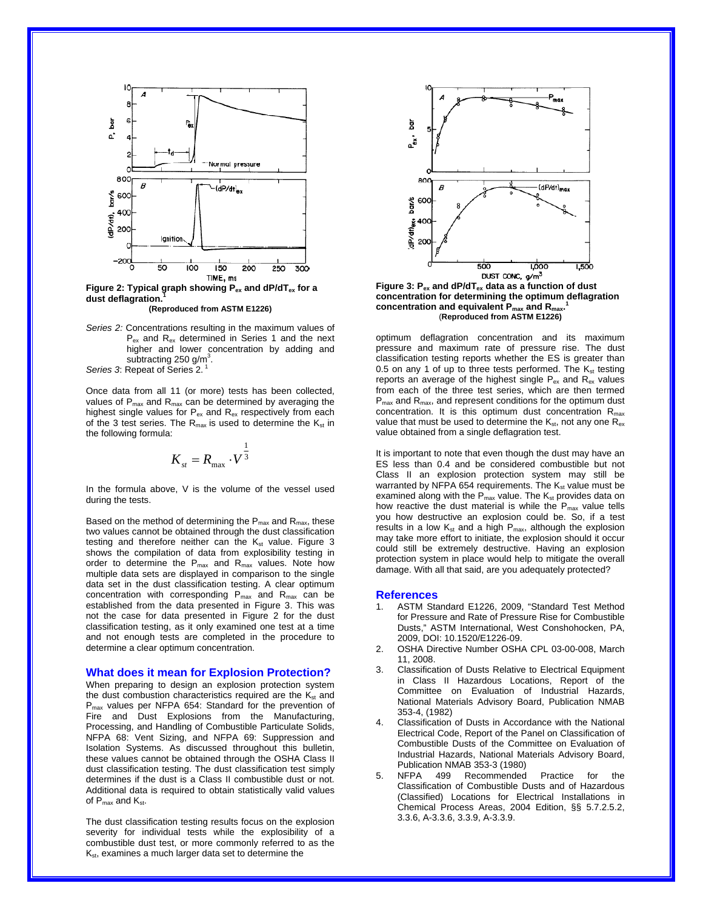10
A
8
6
P, bar
4
2
0
$P_{ex}$
$t_d$
Normal pressure
800
B
600
(dP/dt), bar/s
400
200
0
−200
(dP/dt)ex
Ignition
0 50 100 150 200 250 300
TIME, ms

**Figure 2: Typical graph showing $P_{ex}$ and $dP/dT_{ex}$ for a dust deflagration.[1]**
**(Reproduced from ASTM E1226)**

*Series 2:* Concentrations resulting in the maximum values of $P_{ex}$ and $R_{ex}$ determined in Series 1 and the next higher and lower concentration by adding and subtracting 250 g/m$^3$.
*Series 3*: Repeat of Series 2. [1]

Once data from all 11 (or more) tests has been collected, values of $P_{max}$ and $R_{max}$ can be determined by averaging the highest single values for $P_{ex}$ and $R_{ex}$ respectively from each of the 3 test series. The $R_{max}$ is used to determine the $K_{st}$ in the following formula:

$$K_{st} = R_{\max} \cdot V^{\frac{1}{3}}$$

In the formula above, V is the volume of the vessel used during the tests.

Based on the method of determining the $P_{max}$ and $R_{max}$, these two values cannot be obtained through the dust classification testing and therefore neither can the $K_{st}$ value. Figure 3 shows the compilation of data from explosibility testing in order to determine the $P_{max}$ and $R_{max}$ values. Note how multiple data sets are displayed in comparison to the single data set in the dust classification testing. A clear optimum concentration with corresponding $P_{max}$ and $R_{max}$ can be established from the data presented in Figure 3. This was not the case for data presented in Figure 2 for the dust classification testing, as it only examined one test at a time and not enough tests are completed in the procedure to determine a clear optimum concentration.

## What does it mean for Explosion Protection?

When preparing to design an explosion protection system the dust combustion characteristics required are the $K_{st}$ and $P_{max}$ values per NFPA 654: Standard for the prevention of Fire and Dust Explosions from the Manufacturing, Processing, and Handling of Combustible Particulate Solids, NFPA 68: Vent Sizing, and NFPA 69: Suppression and Isolation Systems. As discussed throughout this bulletin, these values cannot be obtained through the OSHA Class II dust classification testing. The dust classification test simply determines if the dust is a Class II combustible dust or not. Additional data is required to obtain statistically valid values of $P_{max}$ and $K_{st}$.

The dust classification testing results focus on the explosion severity for individual tests while the explosibility of a combustible dust test, or more commonly referred to as the $K_{st}$, examines a much larger data set to determine the

10
A
$P_{max}$
5
$P_{ex}$, bar
0
800
B
$(dP/dt)_{max}$
600
$(dP/dt)_{ex}$, bar/s
400
200
0
500 1,000 1,500
DUST CONC, g/m$^3$

**Figure 3: $P_{ex}$ and $dP/dT_{ex}$ data as a function of dust concentration for determining the optimum deflagration concentration and equivalent $P_{max}$ and $R_{max}$.[1]**
**(Reproduced from ASTM E1226)**

optimum deflagration concentration and its maximum pressure and maximum rate of pressure rise. The dust classification testing reports whether the ES is greater than 0.5 on any 1 of up to three tests performed. The $K_{st}$ testing reports an average of the highest single $P_{ex}$ and $R_{ex}$ values from each of the three test series, which are then termed $P_{max}$ and $R_{max}$, and represent conditions for the optimum dust concentration. It is this optimum dust concentration $R_{max}$ value that must be used to determine the $K_{st}$, not any one $R_{ex}$ value obtained from a single deflagration test.

It is important to note that even though the dust may have an ES less than 0.4 and be considered combustible but not Class II an explosion protection system may still be warranted by NFPA 654 requirements. The $K_{st}$ value must be examined along with the $P_{max}$ value. The $K_{st}$ provides data on how reactive the dust material is while the $P_{max}$ value tells you how destructive an explosion could be. So, if a test results in a low $K_{st}$ and a high $P_{max}$, although the explosion may take more effort to initiate, the explosion should it occur could still be extremely destructive. Having an explosion protection system in place would help to mitigate the overall damage. With all that said, are you adequately protected?

## References

1. ASTM Standard E1226, 2009, "Standard Test Method for Pressure and Rate of Pressure Rise for Combustible Dusts," ASTM International, West Conshohocken, PA, 2009, DOI: 10.1520/E1226-09.
2. OSHA Directive Number OSHA CPL 03-00-008, March 11, 2008.
3. Classification of Dusts Relative to Electrical Equipment in Class II Hazardous Locations, Report of the Committee on Evaluation of Industrial Hazards, National Materials Advisory Board, Publication NMAB 353-4, (1982)
4. Classification of Dusts in Accordance with the National Electrical Code, Report of the Panel on Classification of Combustible Dusts of the Committee on Evaluation of Industrial Hazards, National Materials Advisory Board, Publication NMAB 353-3 (1980)
5. NFPA 499 Recommended Practice for the Classification of Combustible Dusts and of Hazardous (Classified) Locations for Electrical Installations in Chemical Process Areas, 2004 Edition, §§ 5.7.2.5.2, 3.3.6, A-3.3.6, 3.3.9, A-3.3.9.